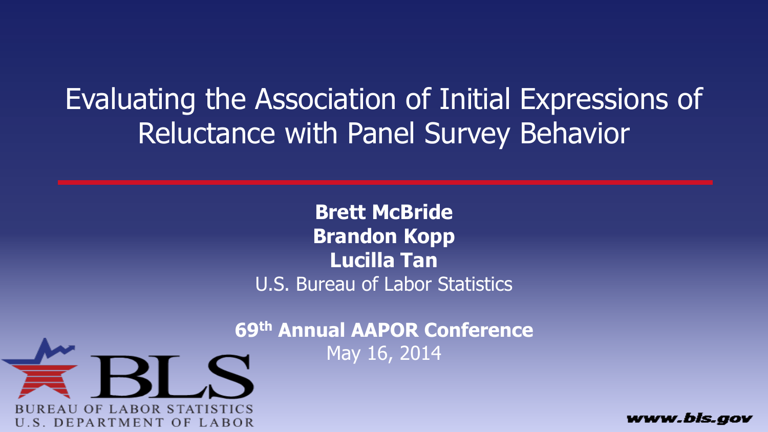# Evaluating the Association of Initial Expressions of Reluctance with Panel Survey Behavior

**Brett McBride**
**Brandon Kopp**
**Lucilla Tan**
U.S. Bureau of Labor Statistics

**69th Annual AAPOR Conference**
May 16, 2014

BLS
BUREAU OF LABOR STATISTICS
U.S. DEPARTMENT OF LABOR

www.bls.gov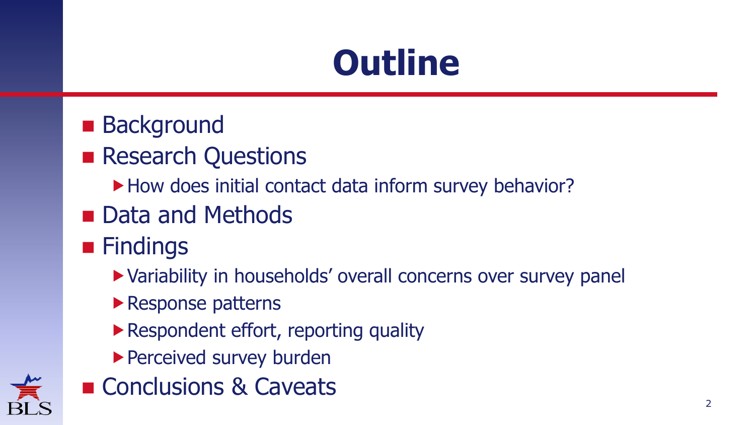# Outline

- Background
- Research Questions
  - How does initial contact data inform survey behavior?
- Data and Methods
- Findings
  - Variability in households' overall concerns over survey panel
  - Response patterns
  - Respondent effort, reporting quality
  - Perceived survey burden
- Conclusions & Caveats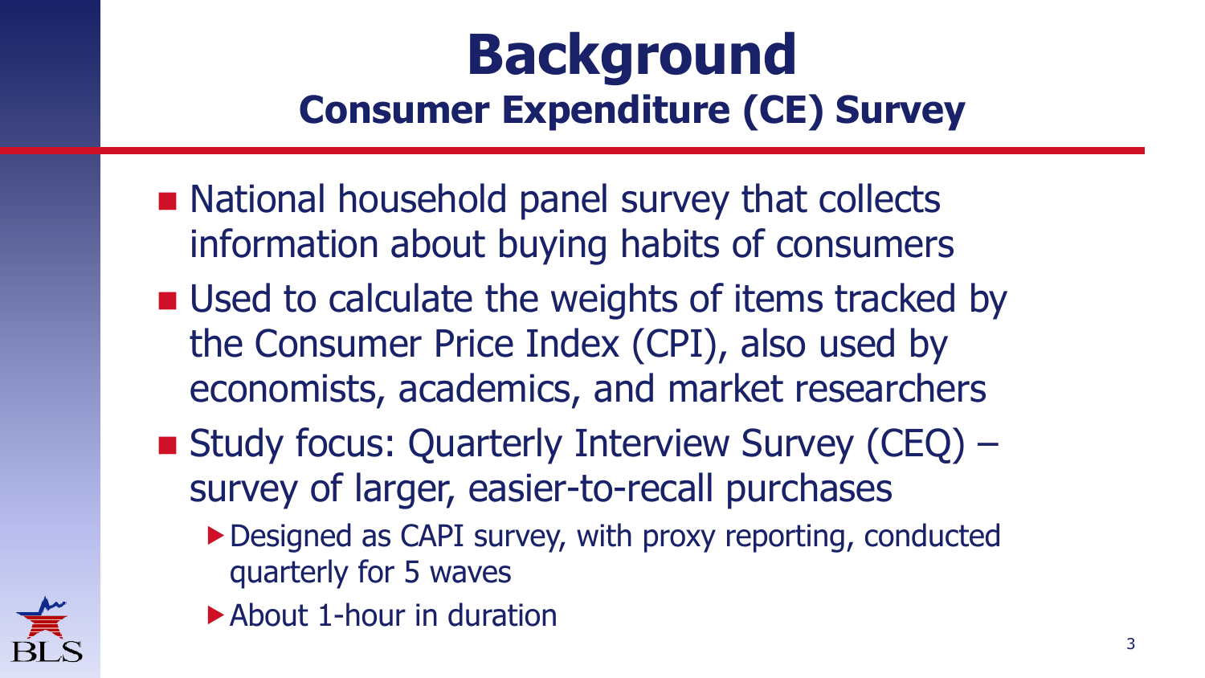# Background

## Consumer Expenditure (CE) Survey

- National household panel survey that collects information about buying habits of consumers
- Used to calculate the weights of items tracked by the Consumer Price Index (CPI), also used by economists, academics, and market researchers
- Study focus: Quarterly Interview Survey (CEQ) – survey of larger, easier-to-recall purchases
  - Designed as CAPI survey, with proxy reporting, conducted quarterly for 5 waves
  - About 1-hour in duration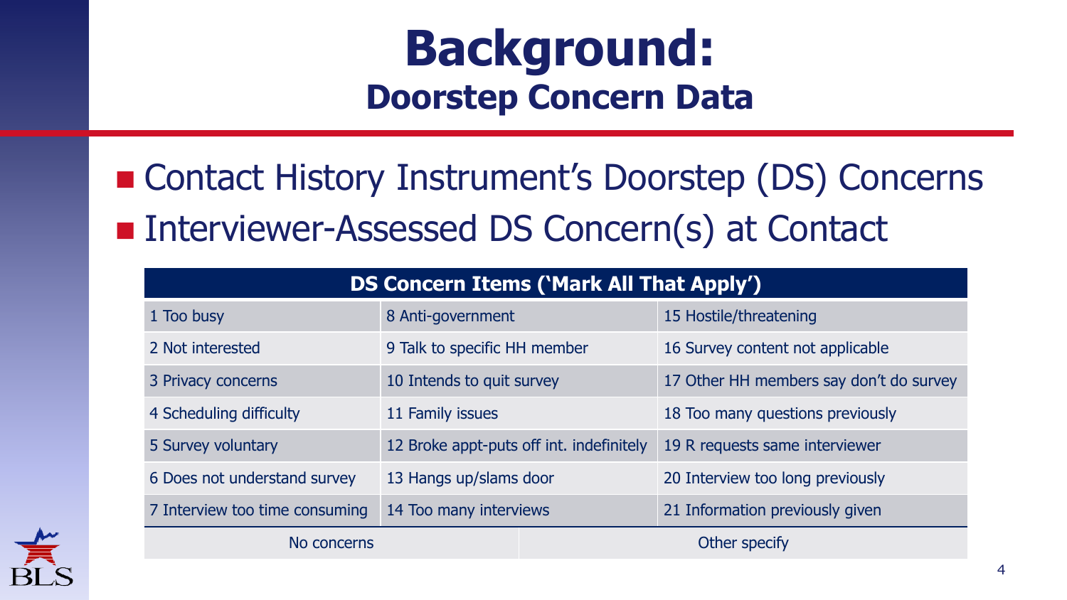# Background:
## Doorstep Concern Data

- Contact History Instrument's Doorstep (DS) Concerns
- Interviewer-Assessed DS Concern(s) at Contact

| DS Concern Items ('Mark All That Apply') | | |
|---|---|---|
| 1 Too busy | 8 Anti-government | 15 Hostile/threatening |
| 2 Not interested | 9 Talk to specific HH member | 16 Survey content not applicable |
| 3 Privacy concerns | 10 Intends to quit survey | 17 Other HH members say don't do survey |
| 4 Scheduling difficulty | 11 Family issues | 18 Too many questions previously |
| 5 Survey voluntary | 12 Broke appt-puts off int. indefinitely | 19 R requests same interviewer |
| 6 Does not understand survey | 13 Hangs up/slams door | 20 Interview too long previously |
| 7 Interview too time consuming | 14 Too many interviews | 21 Information previously given |
| No concerns | | Other specify |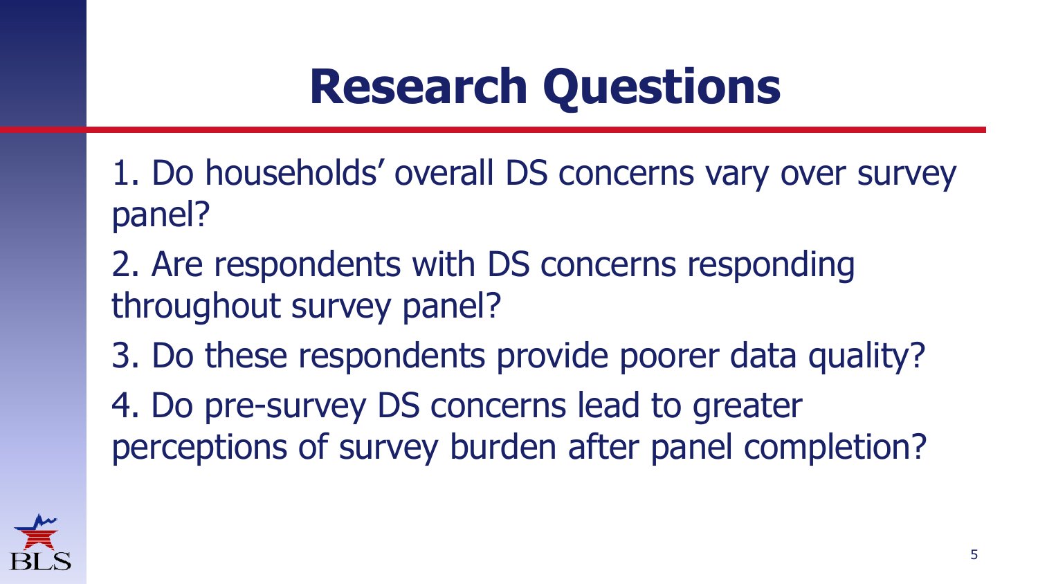# Research Questions

1. Do households’ overall DS concerns vary over survey panel?
2. Are respondents with DS concerns responding throughout survey panel?
3. Do these respondents provide poorer data quality?
4. Do pre-survey DS concerns lead to greater perceptions of survey burden after panel completion?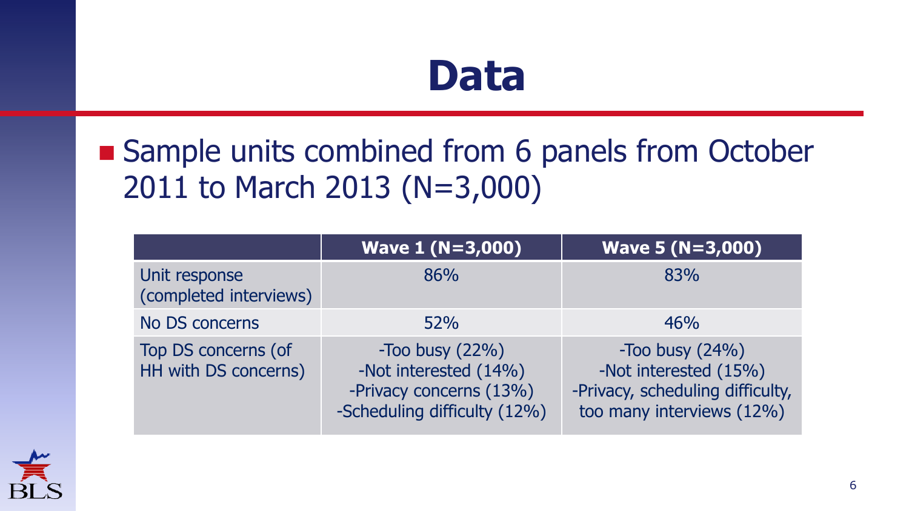# Data

- Sample units combined from 6 panels from October 2011 to March 2013 (N=3,000)

| | Wave 1 (N=3,000) | Wave 5 (N=3,000) |
|---|---|---|
| Unit response (completed interviews) | 86% | 83% |
| No DS concerns | 52% | 46% |
| Top DS concerns (of HH with DS concerns) | -Too busy (22%)<br>-Not interested (14%)<br>-Privacy concerns (13%)<br>-Scheduling difficulty (12%) | -Too busy (24%)<br>-Not interested (15%)<br>-Privacy, scheduling difficulty, too many interviews (12%) |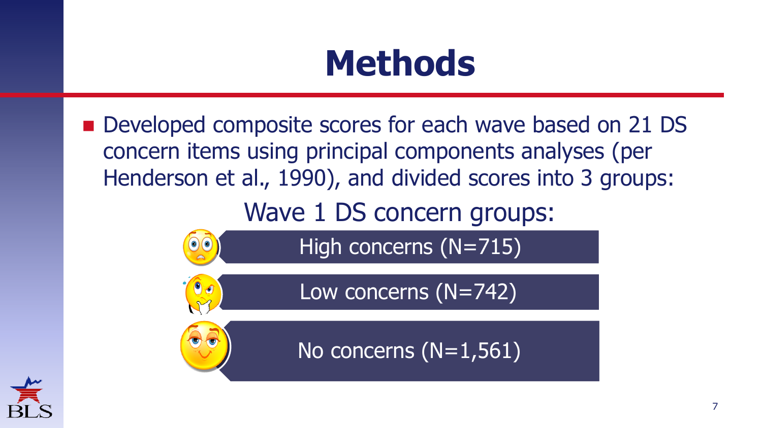# Methods

- Developed composite scores for each wave based on 21 DS concern items using principal components analyses (per Henderson et al., 1990), and divided scores into 3 groups:

Wave 1 DS concern groups:

- High concerns (N=715)
- Low concerns (N=742)
- No concerns (N=1,561)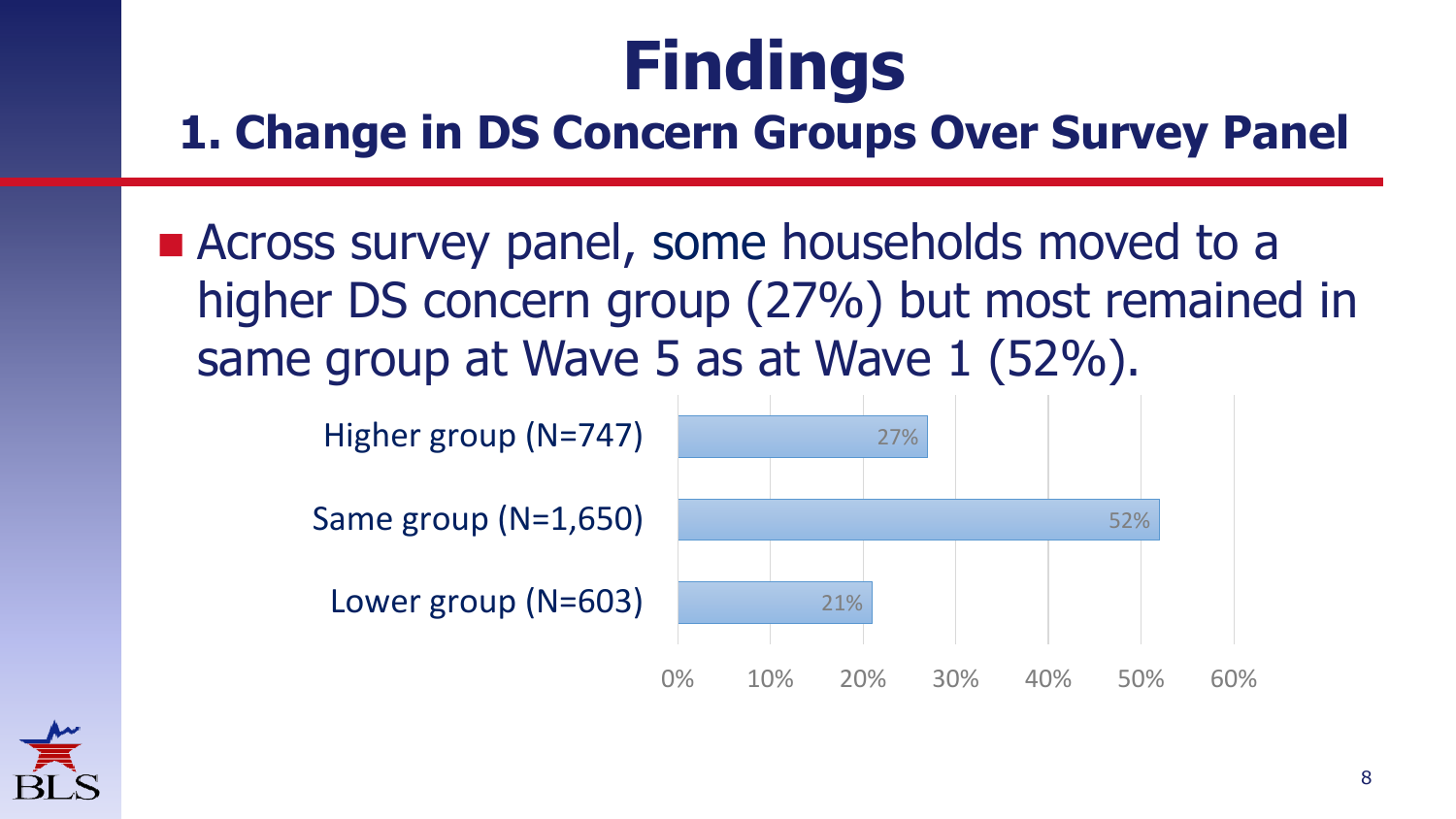# Findings

## 1. Change in DS Concern Groups Over Survey Panel

- Across survey panel, some households moved to a higher DS concern group (27%) but most remained in same group at Wave 5 as at Wave 1 (52%).

| Group | Percent |
|---|---|
| Higher group (N=747) | 27% |
| Same group (N=1,650) | 52% |
| Lower group (N=603) | 21% |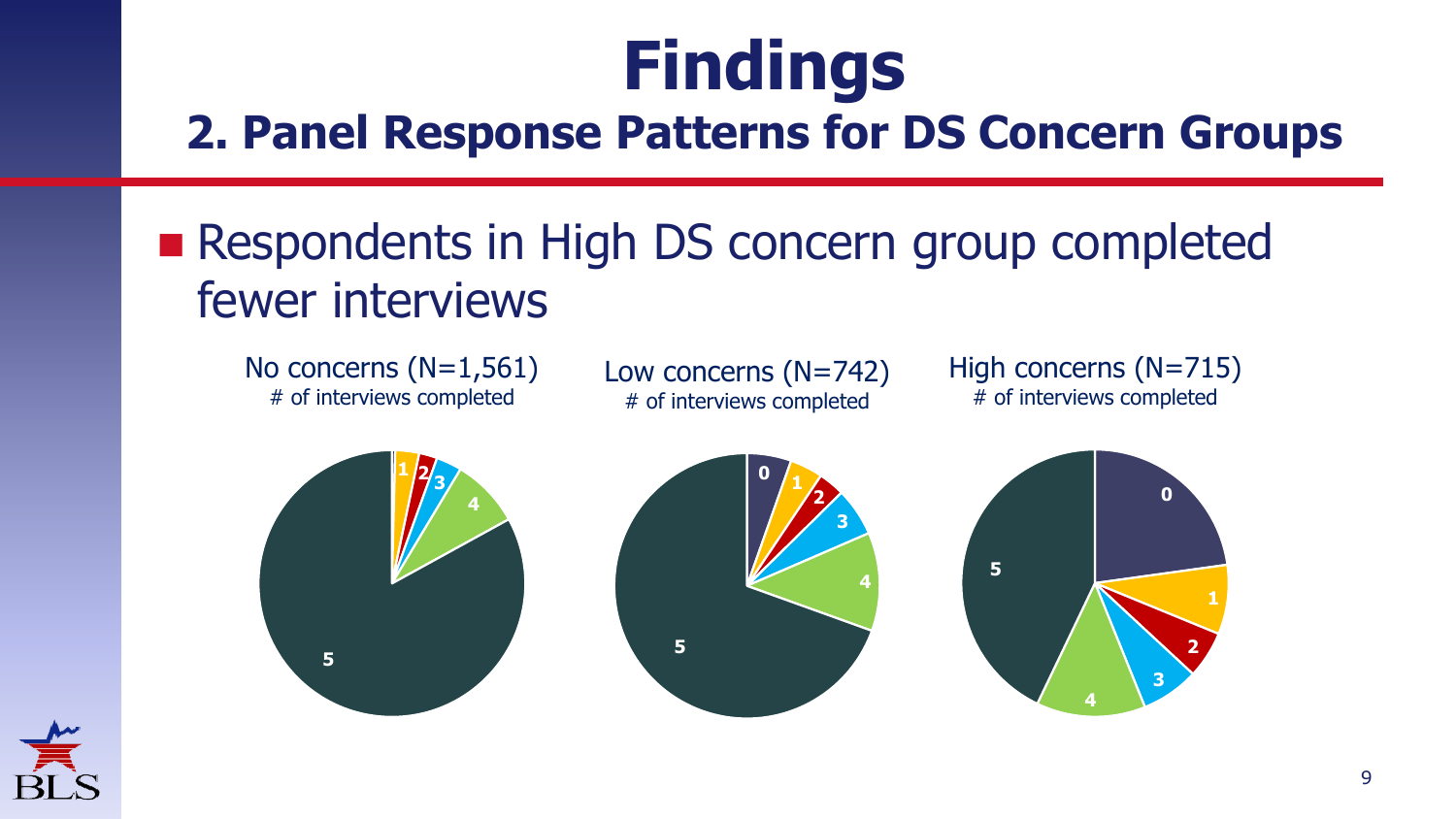# Findings

## 2. Panel Response Patterns for DS Concern Groups

- Respondents in High DS concern group completed fewer interviews

No concerns (N=1,561)
# of interviews completed

Low concerns (N=742)
# of interviews completed

High concerns (N=715)
# of interviews completed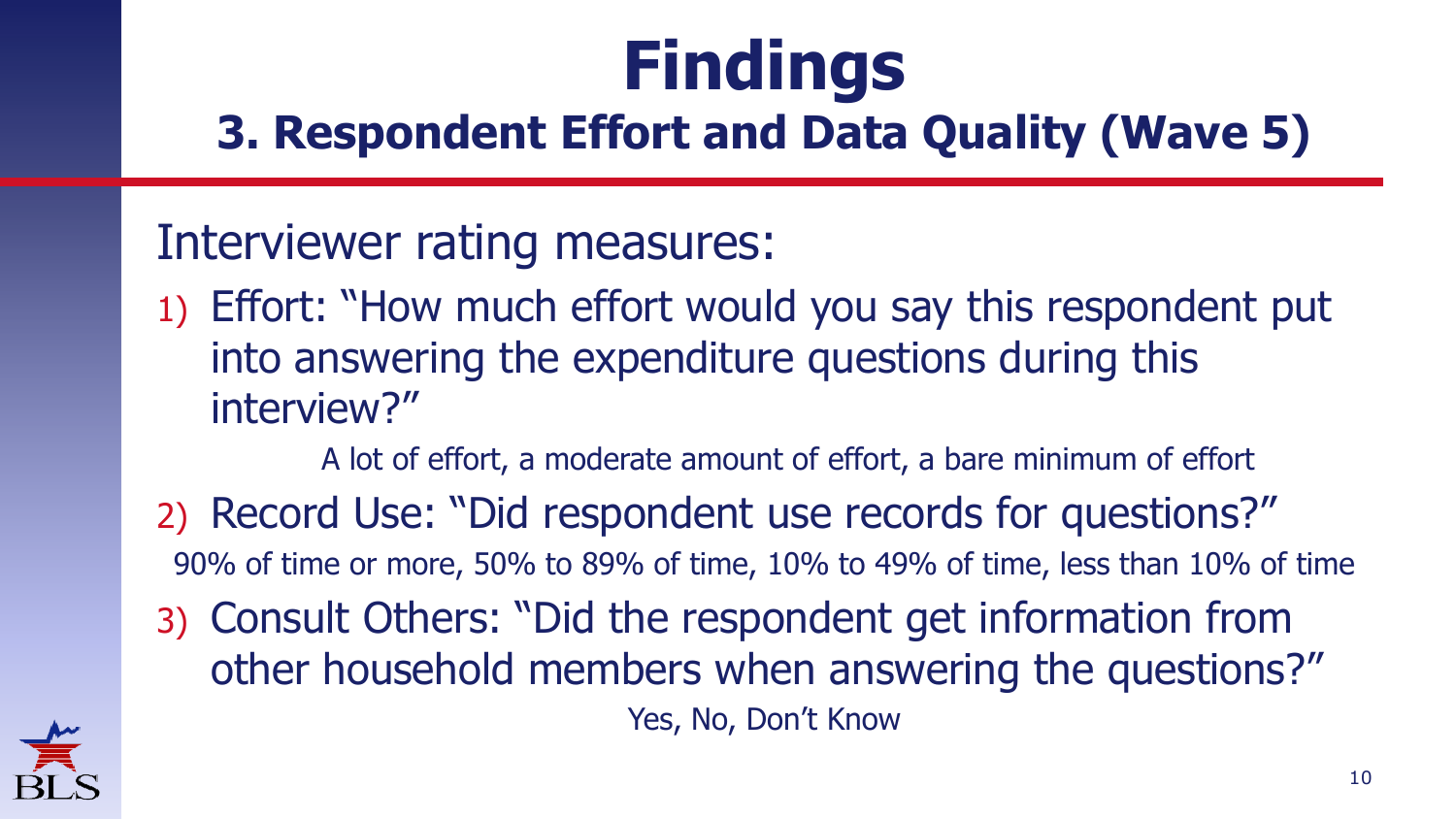# Findings

## 3. Respondent Effort and Data Quality (Wave 5)

Interviewer rating measures:

1) Effort: "How much effort would you say this respondent put into answering the expenditure questions during this interview?"

   A lot of effort, a moderate amount of effort, a bare minimum of effort

2) Record Use: "Did respondent use records for questions?"

   90% of time or more, 50% to 89% of time, 10% to 49% of time, less than 10% of time

3) Consult Others: "Did the respondent get information from other household members when answering the questions?"

   Yes, No, Don't Know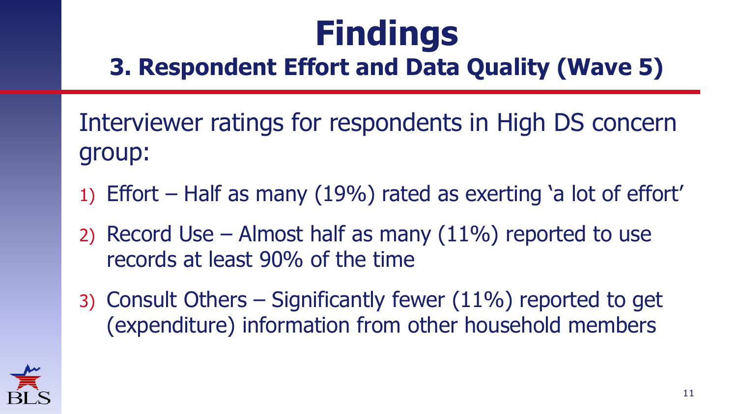# Findings

## 3. Respondent Effort and Data Quality (Wave 5)

Interviewer ratings for respondents in High DS concern group:

1) Effort – Half as many (19%) rated as exerting 'a lot of effort'
2) Record Use – Almost half as many (11%) reported to use records at least 90% of the time
3) Consult Others – Significantly fewer (11%) reported to get (expenditure) information from other household members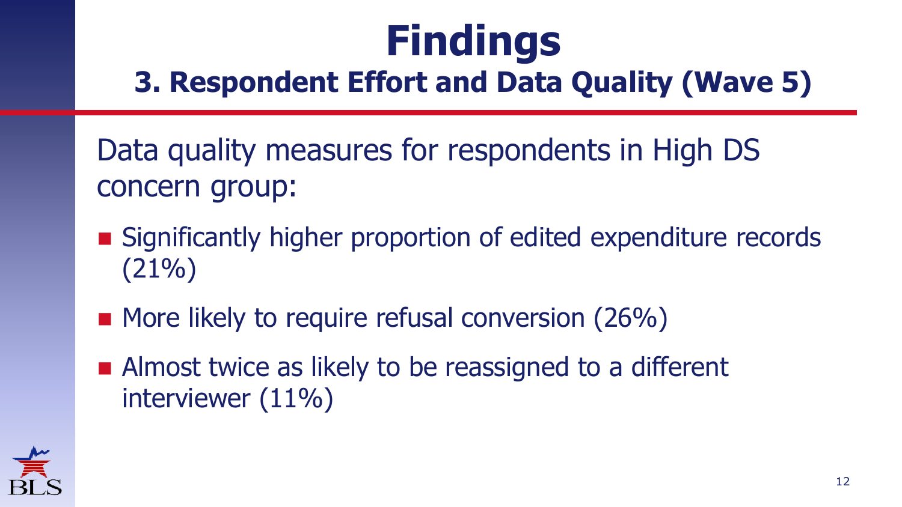# Findings

## 3. Respondent Effort and Data Quality (Wave 5)

Data quality measures for respondents in High DS concern group:

- Significantly higher proportion of edited expenditure records (21%)
- More likely to require refusal conversion (26%)
- Almost twice as likely to be reassigned to a different interviewer (11%)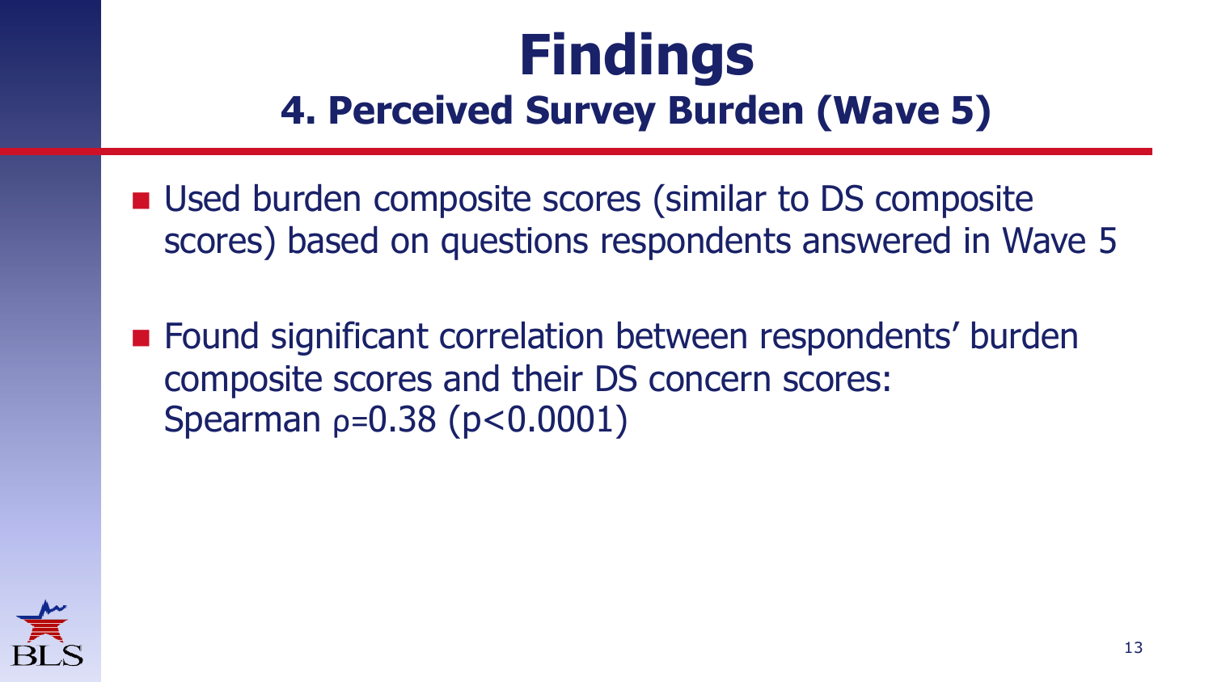# Findings

## 4. Perceived Survey Burden (Wave 5)

- Used burden composite scores (similar to DS composite scores) based on questions respondents answered in Wave 5
- Found significant correlation between respondents' burden composite scores and their DS concern scores: Spearman $\rho=0.38$ ($p<0.0001$)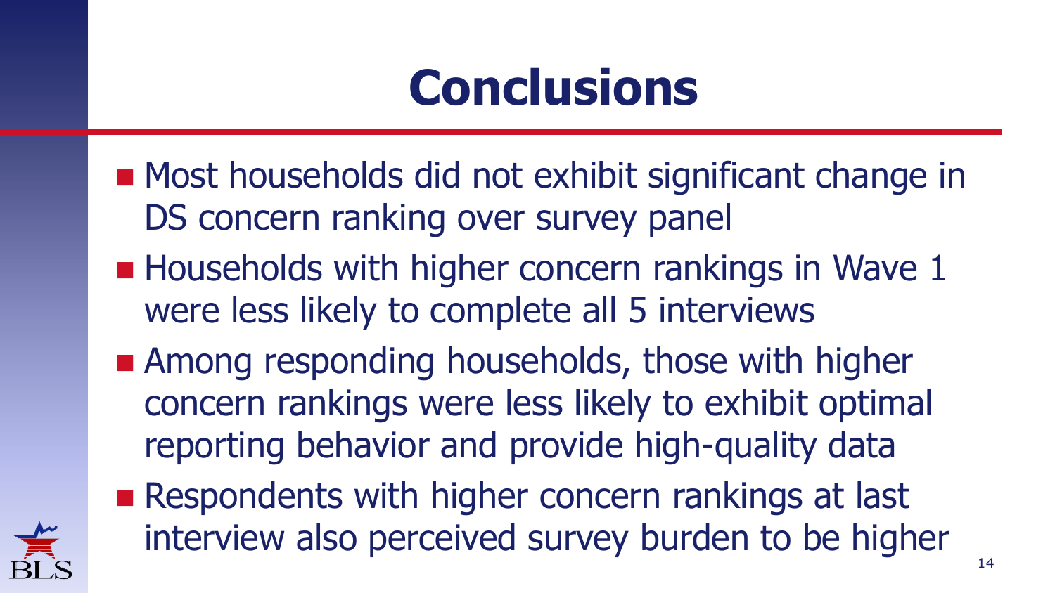# Conclusions

- Most households did not exhibit significant change in DS concern ranking over survey panel
- Households with higher concern rankings in Wave 1 were less likely to complete all 5 interviews
- Among responding households, those with higher concern rankings were less likely to exhibit optimal reporting behavior and provide high-quality data
- Respondents with higher concern rankings at last interview also perceived survey burden to be higher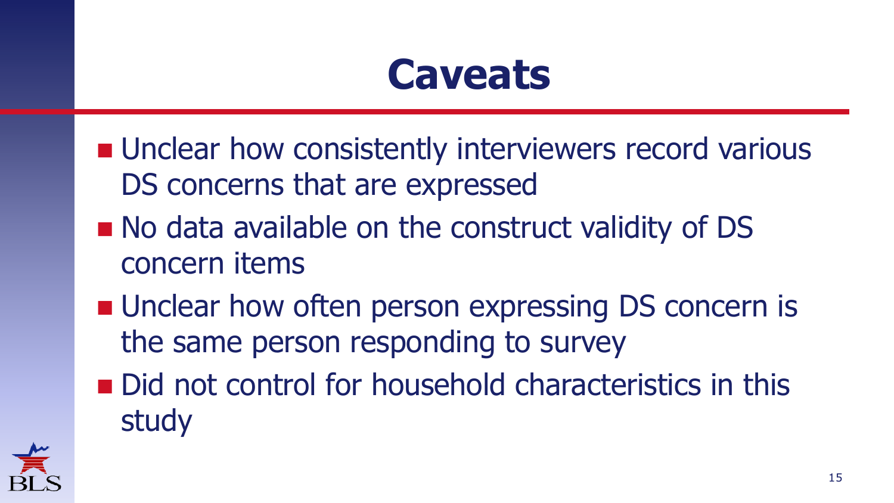# Caveats

- Unclear how consistently interviewers record various DS concerns that are expressed
- No data available on the construct validity of DS concern items
- Unclear how often person expressing DS concern is the same person responding to survey
- Did not control for household characteristics in this study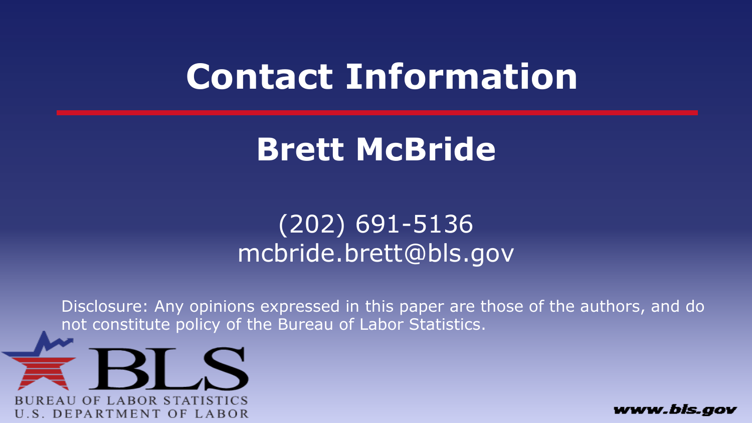# Contact Information

## Brett McBride

(202) 691-5136
mcbride.brett@bls.gov

Disclosure: Any opinions expressed in this paper are those of the authors, and do not constitute policy of the Bureau of Labor Statistics.

BLS
BUREAU OF LABOR STATISTICS
U.S. DEPARTMENT OF LABOR

www.bls.gov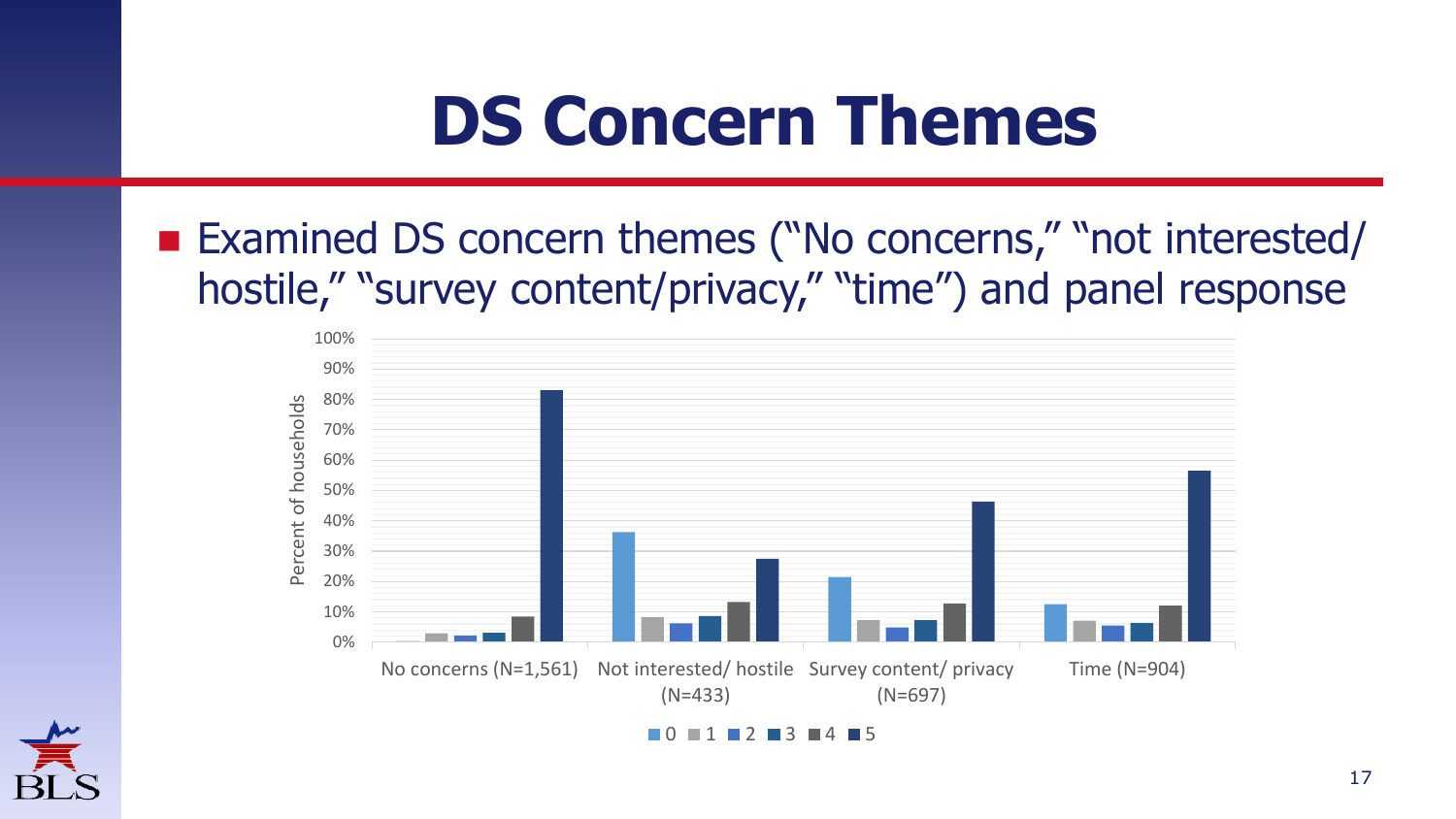# DS Concern Themes

- Examined DS concern themes ("No concerns," "not interested/ hostile," "survey content/privacy," "time") and panel response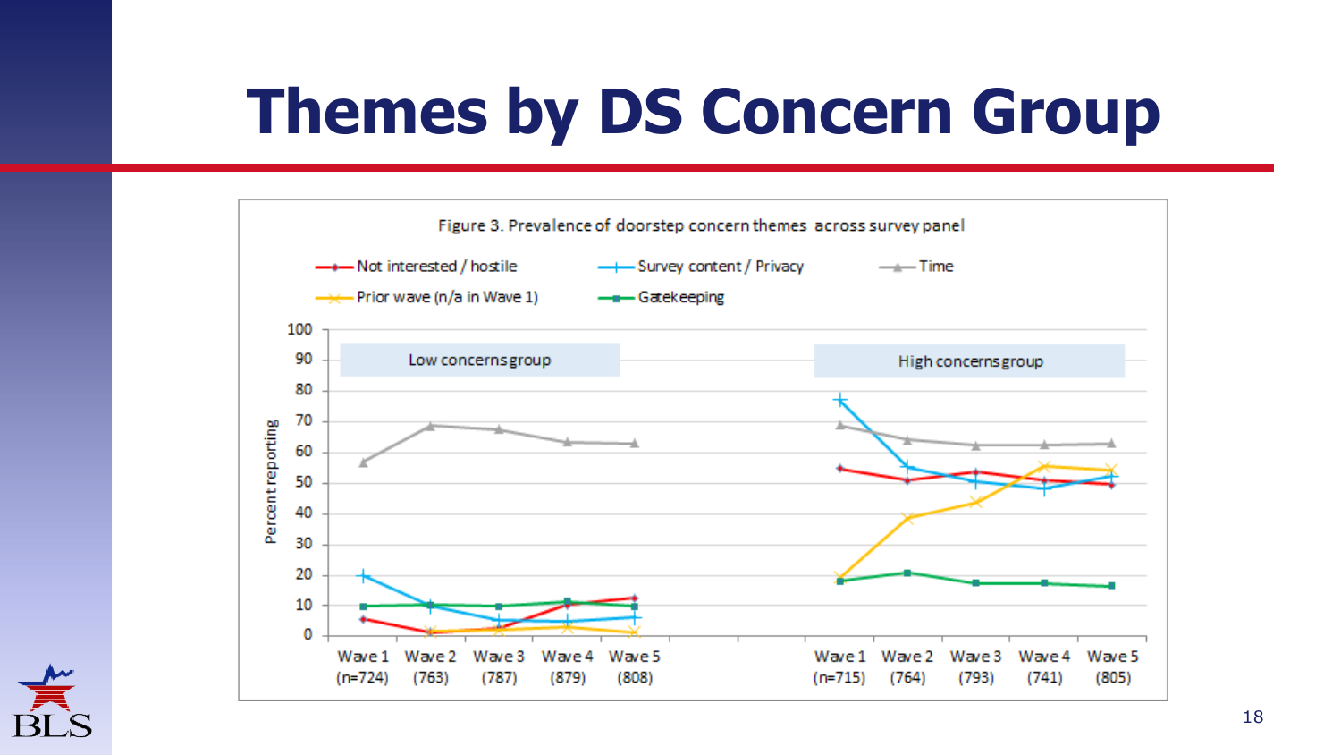# Themes by DS Concern Group

Figure 3. Prevalence of doorstep concern themes across survey panel

Not interested / hostile

Survey content / Privacy

Time

Prior wave (n/a in Wave 1)

Gatekeeping

Low concerns group

High concerns group

Percent reporting

100
90
80
70
60
50
40
30
20
10
0

Wave 1 (n=724)
Wave 2 (763)
Wave 3 (787)
Wave 4 (879)
Wave 5 (808)

Wave 1 (n=715)
Wave 2 (764)
Wave 3 (793)
Wave 4 (741)
Wave 5 (805)